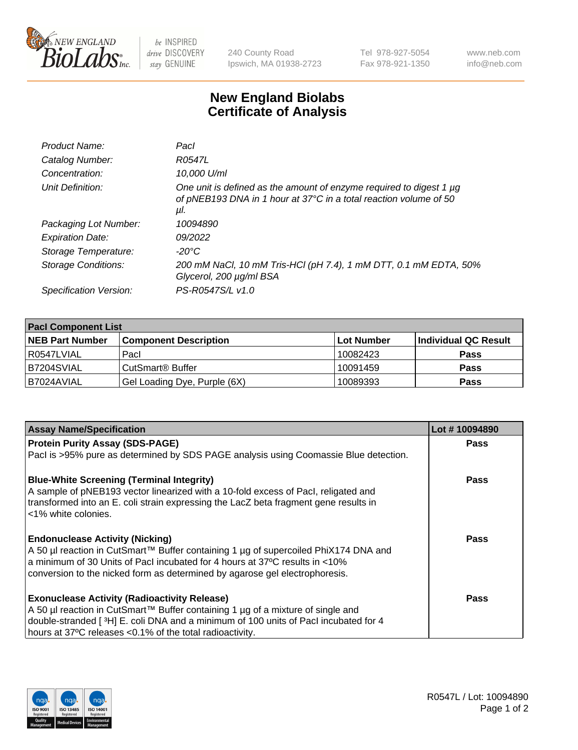# New England Biolabs Certificate of Analysis

| | |
|---|---|
| *Product Name:* | *PacI* |
| *Catalog Number:* | *R0547L* |
| *Concentration:* | *10,000 U/ml* |
| *Unit Definition:* | *One unit is defined as the amount of enzyme required to digest 1 µg of pNEB193 DNA in 1 hour at 37°C in a total reaction volume of 50 µl.* |
| *Packaging Lot Number:* | *10094890* |
| *Expiration Date:* | *09/2022* |
| *Storage Temperature:* | *-20°C* |
| *Storage Conditions:* | *200 mM NaCl, 10 mM Tris-HCl (pH 7.4), 1 mM DTT, 0.1 mM EDTA, 50% Glycerol, 200 µg/ml BSA* |
| *Specification Version:* | *PS-R0547S/L v1.0* |

| PacI Component List | | | |
|---|---|---|---|
| **NEB Part Number** | **Component Description** | **Lot Number** | **Individual QC Result** |
| R0547LVIAL | PacI | 10082423 | **Pass** |
| B7204SVIAL | CutSmart® Buffer | 10091459 | **Pass** |
| B7024AVIAL | Gel Loading Dye, Purple (6X) | 10089393 | **Pass** |

| Assay Name/Specification | Lot # 10094890 |
|---|---|
| **Protein Purity Assay (SDS-PAGE)**<br>PacI is >95% pure as determined by SDS PAGE analysis using Coomassie Blue detection. | **Pass** |
| **Blue-White Screening (Terminal Integrity)**<br>A sample of pNEB193 vector linearized with a 10-fold excess of PacI, religated and transformed into an E. coli strain expressing the LacZ beta fragment gene results in <1% white colonies. | **Pass** |
| **Endonuclease Activity (Nicking)**<br>A 50 µl reaction in CutSmart™ Buffer containing 1 µg of supercoiled PhiX174 DNA and a minimum of 30 Units of PacI incubated for 4 hours at 37ºC results in <10% conversion to the nicked form as determined by agarose gel electrophoresis. | **Pass** |
| **Exonuclease Activity (Radioactivity Release)**<br>A 50 µl reaction in CutSmart™ Buffer containing 1 µg of a mixture of single and double-stranded [ $^3$H] E. coli DNA and a minimum of 100 units of PacI incubated for 4 hours at 37ºC releases <0.1% of the total radioactivity. | **Pass** |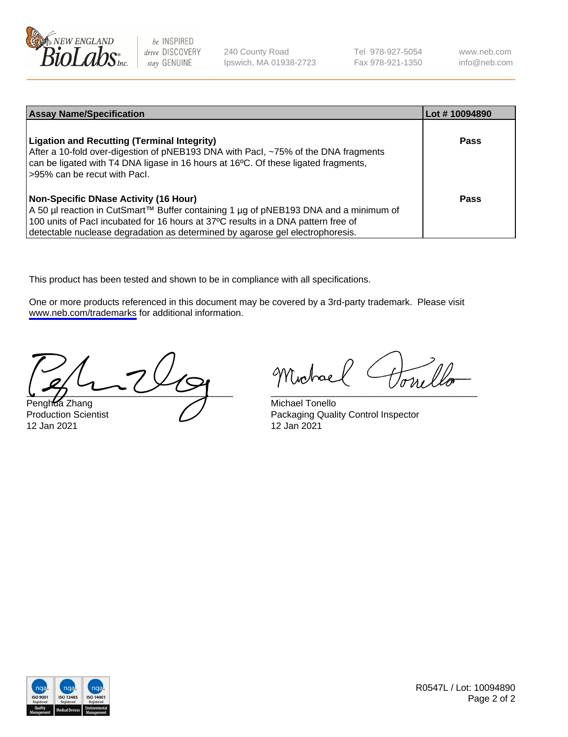| Assay Name/Specification | Lot # 10094890 |
| --- | --- |
| **Ligation and Recutting (Terminal Integrity)**<br>After a 10-fold over-digestion of pNEB193 DNA with PacI, ~75% of the DNA fragments can be ligated with T4 DNA ligase in 16 hours at 16ºC. Of these ligated fragments, >95% can be recut with PacI. | **Pass** |
| **Non-Specific DNase Activity (16 Hour)**<br>A 50 µl reaction in CutSmart™ Buffer containing 1 µg of pNEB193 DNA and a minimum of 100 units of PacI incubated for 16 hours at 37ºC results in a DNA pattern free of detectable nuclease degradation as determined by agarose gel electrophoresis. | **Pass** |

This product has been tested and shown to be in compliance with all specifications.

One or more products referenced in this document may be covered by a 3rd-party trademark. Please visit www.neb.com/trademarks for additional information.

Penghua Zhang
Production Scientist
12 Jan 2021

Michael Tonello
Packaging Quality Control Inspector
12 Jan 2021

R0547L / Lot: 10094890